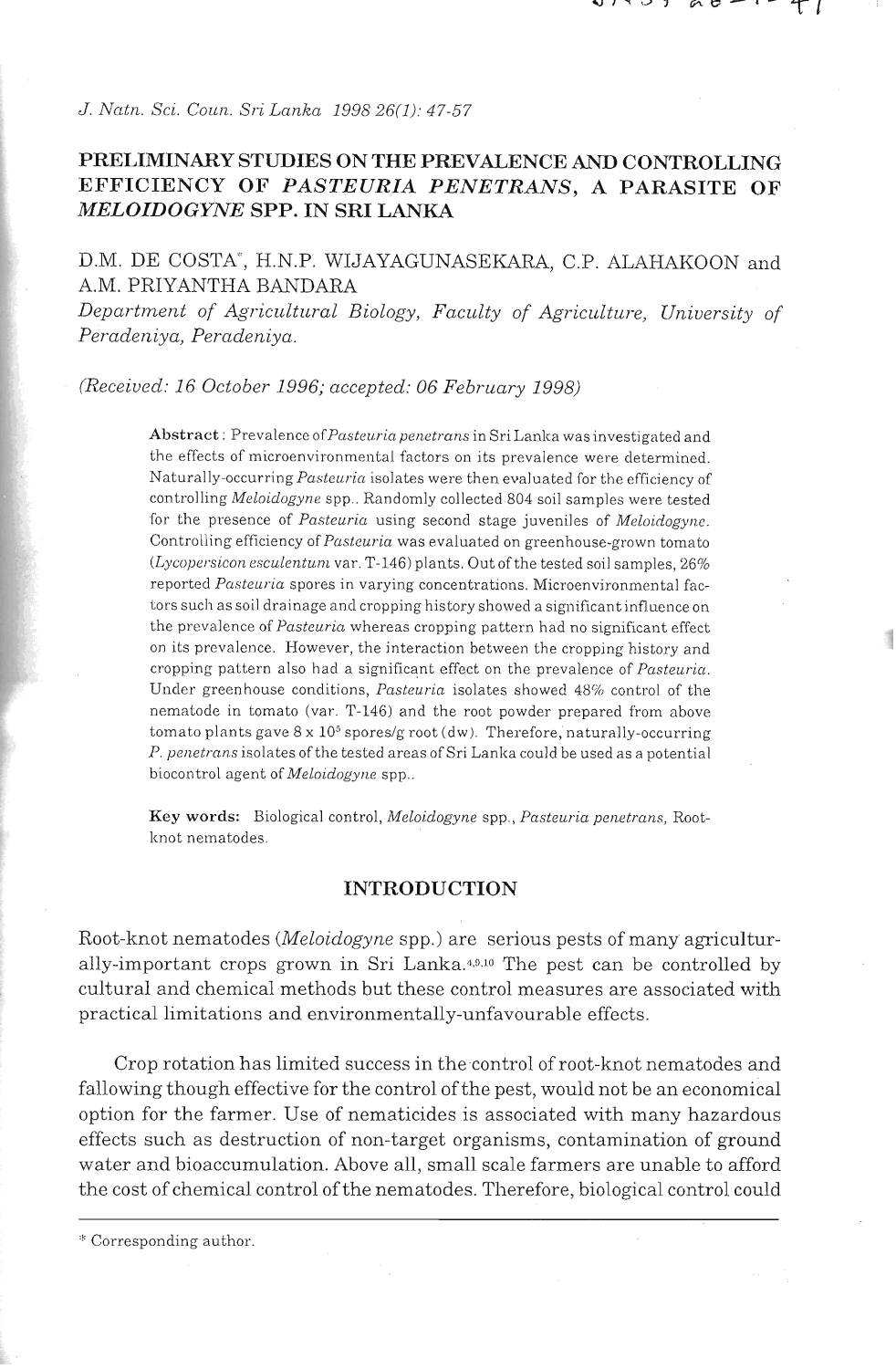# PRELIMINARY STUDIES ON THE PREVALENCE AND CONTROLLING EFFICIENCY OF *PASTEURIA PENETRANS*, A PARASITE OF *MELOIDOGYNE* SPP. IN SRI LANKA

D.M. DE COSTA*, H.N.P. WIJAYAGUNASEKARA, C.P. ALAHAKOON and A.M. PRIYANTHA BANDARA

*Department of Agricultural Biology, Faculty of Agriculture, University of Peradeniya, Peradeniya.*

*(Received: 16 October 1996; accepted: 06 February 1998)*

**Abstract**: Prevalence of *Pasteuria penetrans* in Sri Lanka was investigated and the effects of microenvironmental factors on its prevalence were determined. Naturally-occurring *Pasteuria* isolates were then evaluated for the efficiency of controlling *Meloidogyne* spp.. Randomly collected 804 soil samples were tested for the presence of *Pasteuria* using second stage juveniles of *Meloidogyne*. Controlling efficiency of *Pasteuria* was evaluated on greenhouse-grown tomato (*Lycopersicon esculentum* var. T-146) plants. Out of the tested soil samples, 26% reported *Pasteuria* spores in varying concentrations. Microenvironmental factors such as soil drainage and cropping history showed a significant influence on the prevalence of *Pasteuria* whereas cropping pattern had no significant effect on its prevalence. However, the interaction between the cropping history and cropping pattern also had a significant effect on the prevalence of *Pasteuria*. Under greenhouse conditions, *Pasteuria* isolates showed 48% control of the nematode in tomato (var. T-146) and the root powder prepared from above tomato plants gave $8 \times 10^5$ spores/g root (dw). Therefore, naturally-occurring *P. penetrans* isolates of the tested areas of Sri Lanka could be used as a potential biocontrol agent of *Meloidogyne* spp..

**Key words:** Biological control, *Meloidogyne* spp., *Pasteuria penetrans*, Root-knot nematodes.

## INTRODUCTION

Root-knot nematodes (*Meloidogyne* spp.) are serious pests of many agriculturally-important crops grown in Sri Lanka.[4,9,10] The pest can be controlled by cultural and chemical methods but these control measures are associated with practical limitations and environmentally-unfavourable effects.

Crop rotation has limited success in the control of root-knot nematodes and fallowing though effective for the control of the pest, would not be an economical option for the farmer. Use of nematicides is associated with many hazardous effects such as destruction of non-target organisms, contamination of ground water and bioaccumulation. Above all, small scale farmers are unable to afford the cost of chemical control of the nematodes. Therefore, biological control could

\* Corresponding author.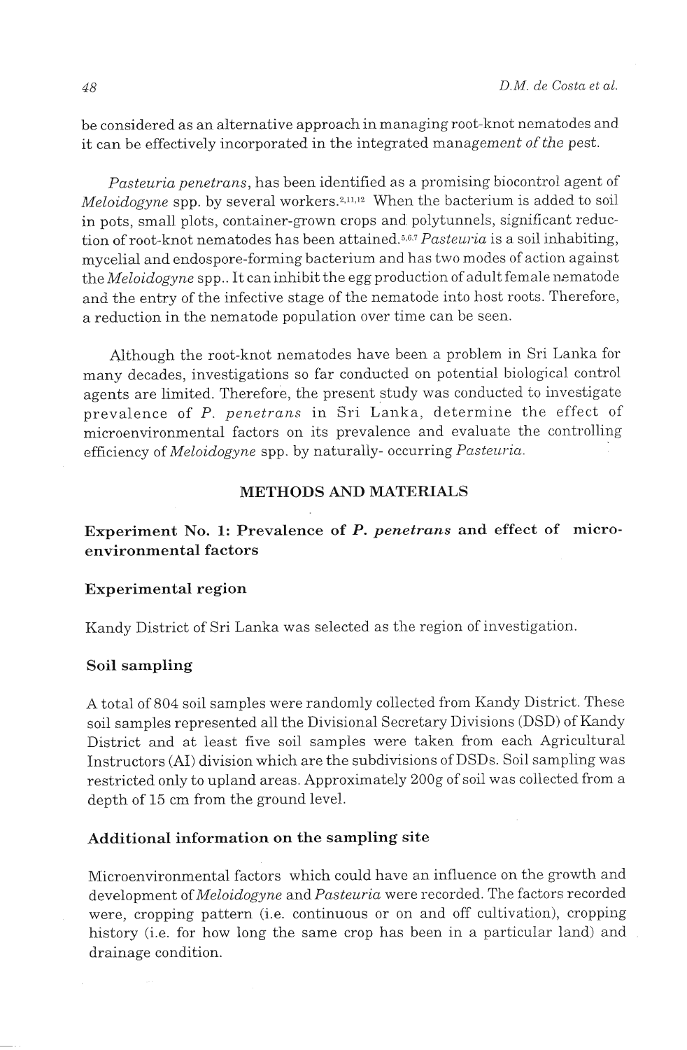be considered as an alternative approach in managing root-knot nematodes and it can be effectively incorporated in the integrated management of the pest.

*Pasteuria penetrans*, has been identified as a promising biocontrol agent of *Meloidogyne* spp. by several workers.[2,11,12] When the bacterium is added to soil in pots, small plots, container-grown crops and polytunnels, significant reduction of root-knot nematodes has been attained.[5,6,7] *Pasteuria* is a soil inhabiting, mycelial and endospore-forming bacterium and has two modes of action against the *Meloidogyne* spp.. It can inhibit the egg production of adult female nematode and the entry of the infective stage of the nematode into host roots. Therefore, a reduction in the nematode population over time can be seen.

Although the root-knot nematodes have been a problem in Sri Lanka for many decades, investigations so far conducted on potential biological control agents are limited. Therefore, the present study was conducted to investigate prevalence of *P. penetrans* in Sri Lanka, determine the effect of microenvironmental factors on its prevalence and evaluate the controlling efficiency of *Meloidogyne* spp. by naturally- occurring *Pasteuria*.

## METHODS AND MATERIALS

### Experiment No. 1: Prevalence of *P. penetrans* and effect of micro-environmental factors

#### Experimental region

Kandy District of Sri Lanka was selected as the region of investigation.

#### Soil sampling

A total of 804 soil samples were randomly collected from Kandy District. These soil samples represented all the Divisional Secretary Divisions (DSD) of Kandy District and at least five soil samples were taken from each Agricultural Instructors (AI) division which are the subdivisions of DSDs. Soil sampling was restricted only to upland areas. Approximately 200g of soil was collected from a depth of 15 cm from the ground level.

#### Additional information on the sampling site

Microenvironmental factors which could have an influence on the growth and development of *Meloidogyne* and *Pasteuria* were recorded. The factors recorded were, cropping pattern (i.e. continuous or on and off cultivation), cropping history (i.e. for how long the same crop has been in a particular land) and drainage condition.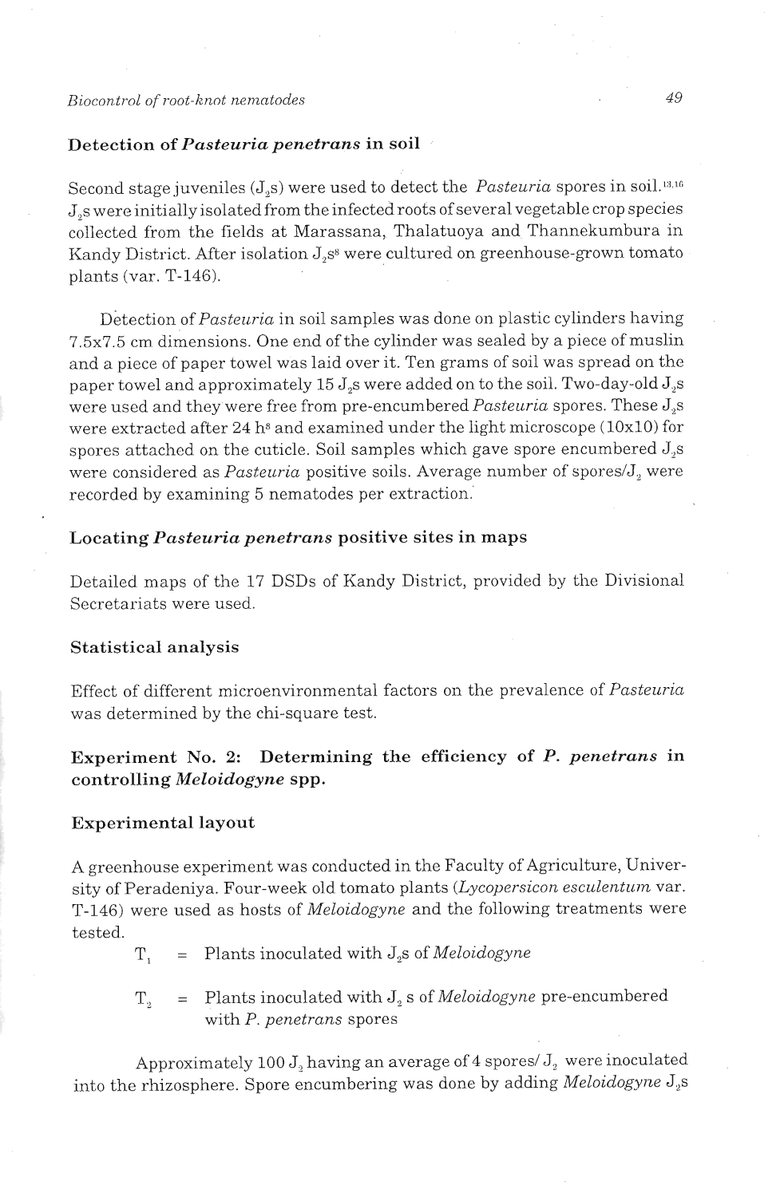### Detection of *Pasteuria penetrans* in soil

Second stage juveniles ($J_2$s) were used to detect the *Pasteuria* spores in soil.[13,16] $J_2$s were initially isolated from the infected roots of several vegetable crop species collected from the fields at Marassana, Thalatuoya and Thannekumbura in Kandy District. After isolation $J_2$s[8] were cultured on greenhouse-grown tomato plants (var. T-146).

Detection of *Pasteuria* in soil samples was done on plastic cylinders having 7.5x7.5 cm dimensions. One end of the cylinder was sealed by a piece of muslin and a piece of paper towel was laid over it. Ten grams of soil was spread on the paper towel and approximately 15 $J_2$s were added on to the soil. Two-day-old $J_2$s were used and they were free from pre-encumbered *Pasteuria* spores. These $J_2$s were extracted after 24 h[s] and examined under the light microscope (10x10) for spores attached on the cuticle. Soil samples which gave spore encumbered $J_2$s were considered as *Pasteuria* positive soils. Average number of spores/$J_2$ were recorded by examining 5 nematodes per extraction.

### Locating *Pasteuria penetrans* positive sites in maps

Detailed maps of the 17 DSDs of Kandy District, provided by the Divisional Secretariats were used.

### Statistical analysis

Effect of different microenvironmental factors on the prevalence of *Pasteuria* was determined by the chi-square test.

## Experiment No. 2: Determining the efficiency of *P. penetrans* in controlling *Meloidogyne* spp.

### Experimental layout

A greenhouse experiment was conducted in the Faculty of Agriculture, University of Peradeniya. Four-week old tomato plants (*Lycopersicon esculentum* var. T-146) were used as hosts of *Meloidogyne* and the following treatments were tested.

$T_1$ = Plants inoculated with $J_2$s of *Meloidogyne*

$T_2$ = Plants inoculated with $J_2$ s of *Meloidogyne* pre-encumbered with *P. penetrans* spores

Approximately 100 $J_2$ having an average of 4 spores/ $J_2$ were inoculated into the rhizosphere. Spore encumbering was done by adding *Meloidogyne* $J_2$s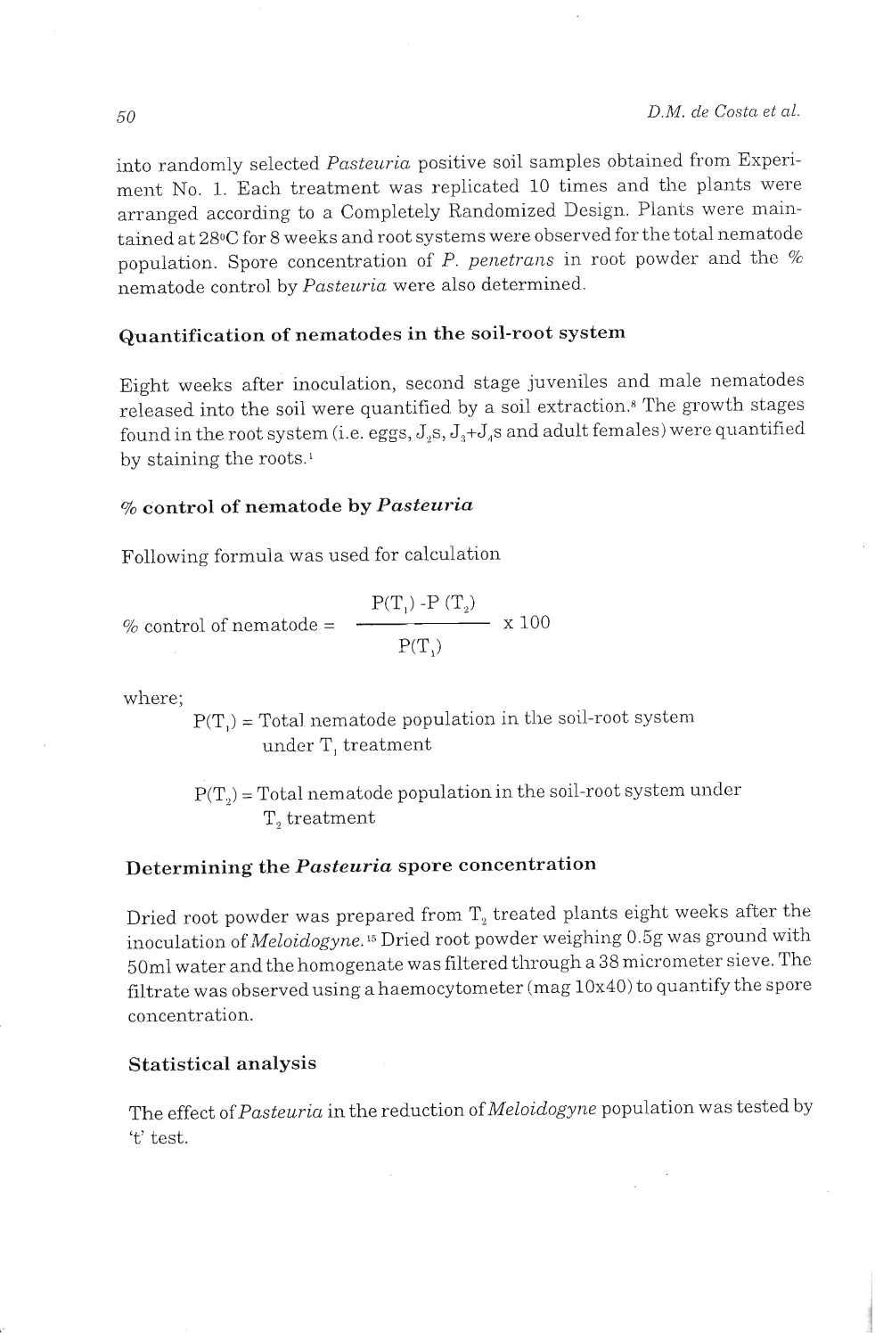into randomly selected *Pasteuria* positive soil samples obtained from Experiment No. 1. Each treatment was replicated 10 times and the plants were arranged according to a Completely Randomized Design. Plants were maintained at 28°C for 8 weeks and root systems were observed for the total nematode population. Spore concentration of *P. penetrans* in root powder and the % nematode control by *Pasteuria* were also determined.

### Quantification of nematodes in the soil-root system

Eight weeks after inoculation, second stage juveniles and male nematodes released into the soil were quantified by a soil extraction.[8] The growth stages found in the root system (i.e. eggs, $J_2$s, $J_3$+$J_4$s and adult females) were quantified by staining the roots.[1]

### % control of nematode by *Pasteuria*

Following formula was used for calculation

$$\% \text{ control of nematode} = \frac{P(T_1) - P(T_2)}{P(T_1)} \times 100$$

where;

$P(T_1)$ = Total nematode population in the soil-root system under $T_1$ treatment

$P(T_2)$ = Total nematode population in the soil-root system under $T_2$ treatment

### Determining the *Pasteuria* spore concentration

Dried root powder was prepared from $T_2$ treated plants eight weeks after the inoculation of *Meloidogyne*.[15] Dried root powder weighing 0.5g was ground with 50ml water and the homogenate was filtered through a 38 micrometer sieve. The filtrate was observed using a haemocytometer (mag 10x40) to quantify the spore concentration.

### Statistical analysis

The effect of *Pasteuria* in the reduction of *Meloidogyne* population was tested by 't' test.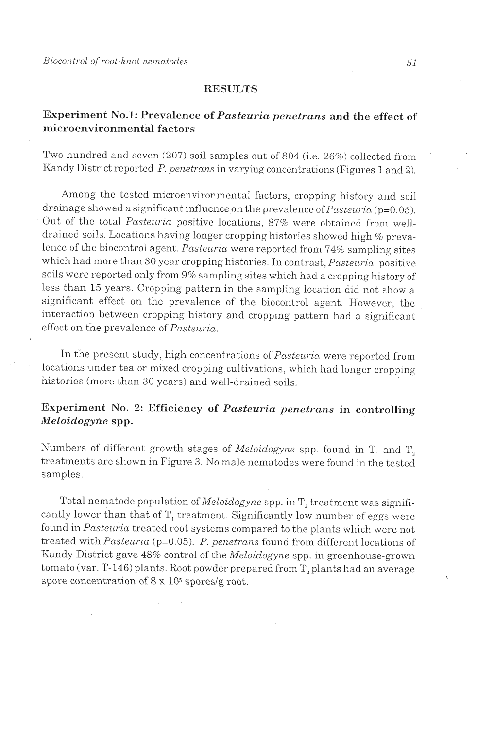## RESULTS

### Experiment No.1: Prevalence of *Pasteuria penetrans* and the effect of microenvironmental factors

Two hundred and seven (207) soil samples out of 804 (i.e. 26%) collected from Kandy District reported *P. penetrans* in varying concentrations (Figures 1 and 2).

Among the tested microenvironmental factors, cropping history and soil drainage showed a significant influence on the prevalence of *Pasteuria* ($p=0.05$). Out of the total *Pasteuria* positive locations, 87% were obtained from well-drained soils. Locations having longer cropping histories showed high % prevalence of the biocontrol agent. *Pasteuria* were reported from 74% sampling sites which had more than 30 year cropping histories. In contrast, *Pasteuria* positive soils were reported only from 9% sampling sites which had a cropping history of less than 15 years. Cropping pattern in the sampling location did not show a significant effect on the prevalence of the biocontrol agent. However, the interaction between cropping history and cropping pattern had a significant effect on the prevalence of *Pasteuria*.

In the present study, high concentrations of *Pasteuria* were reported from locations under tea or mixed cropping cultivations, which had longer cropping histories (more than 30 years) and well-drained soils.

### Experiment No. 2: Efficiency of *Pasteuria penetrans* in controlling *Meloidogyne* spp.

Numbers of different growth stages of *Meloidogyne* spp. found in $T_1$ and $T_2$ treatments are shown in Figure 3. No male nematodes were found in the tested samples.

Total nematode population of *Meloidogyne* spp. in $T_2$ treatment was significantly lower than that of $T_1$ treatment. Significantly low number of eggs were found in *Pasteuria* treated root systems compared to the plants which were not treated with *Pasteuria* ($p=0.05$). *P. penetrans* found from different locations of Kandy District gave 48% control of the *Meloidogyne* spp. in greenhouse-grown tomato (var. T-146) plants. Root powder prepared from $T_2$ plants had an average spore concentration of $8 \times 10^5$ spores/g root.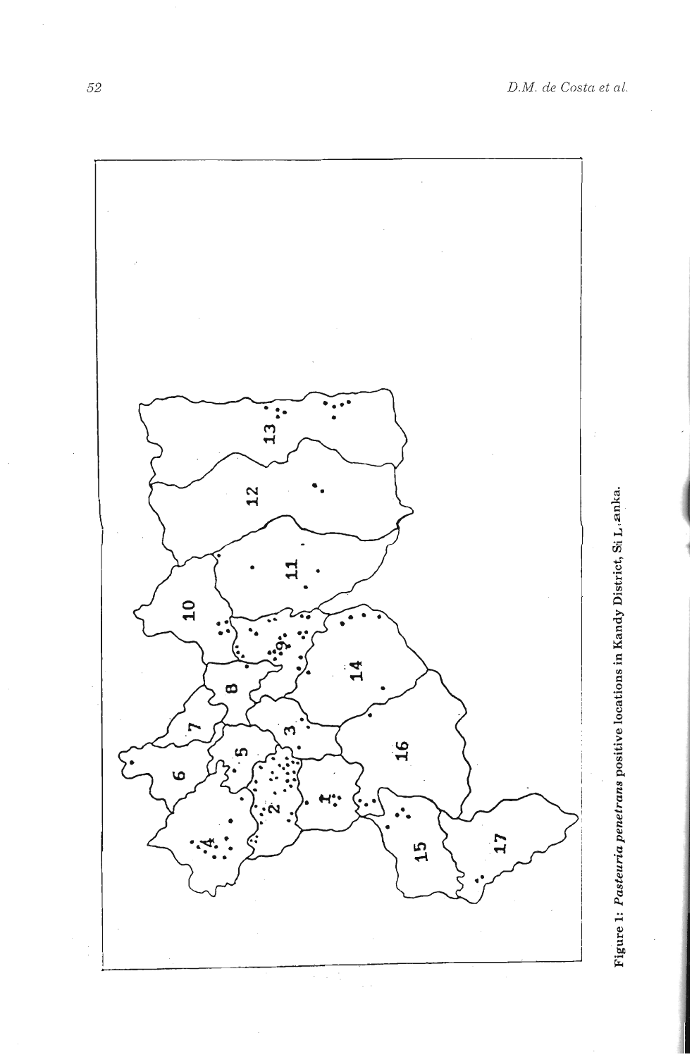**Figure 1:** ***Pasteuria penetrans*** **positive locations in Kandy District, Sri Lanka.**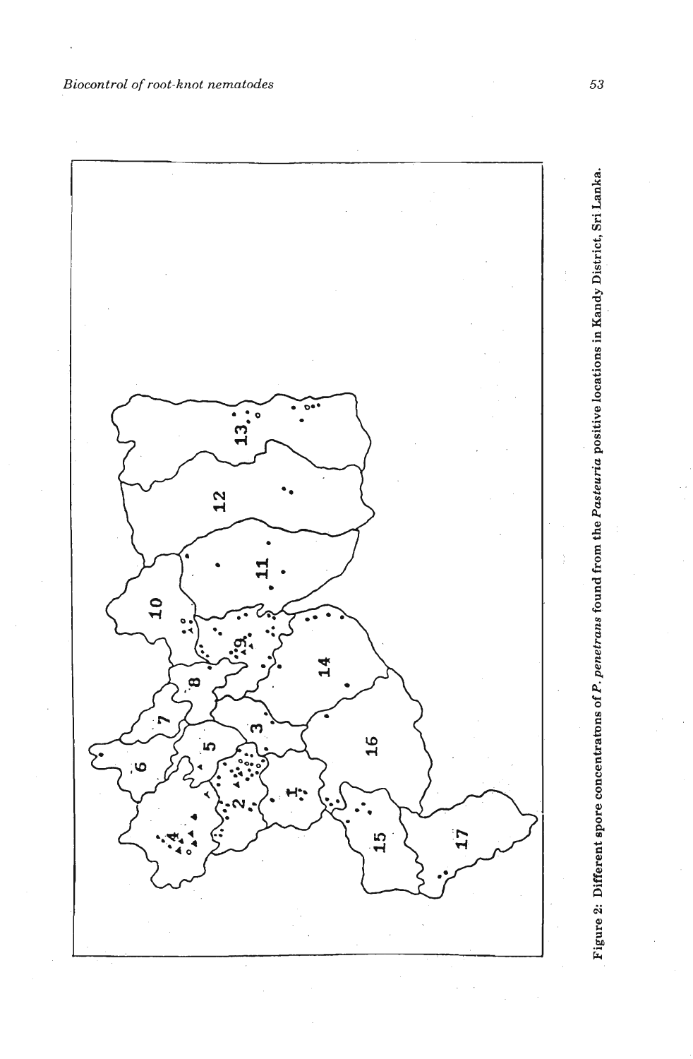Figure 2: Different spore concentratons of *P. penetrans* found from the *Pasteuria* positive locations in Kandy District, Sri Lanka.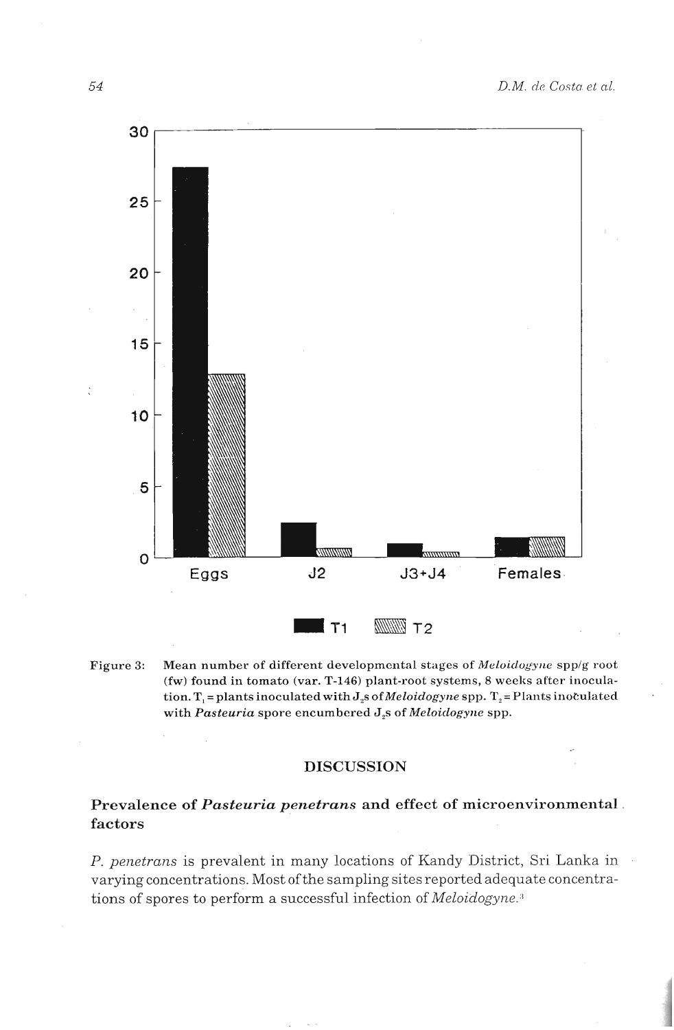Figure 3: Mean number of different developmental stages of *Meloidogyne* spp/g root (fw) found in tomato (var. T-146) plant-root systems, 8 weeks after inoculation. $T_1$ = plants inoculated with $J_2$s of *Meloidogyne* spp. $T_2$ = Plants inoculated with *Pasteuria* spore encumbered $J_2$s of *Meloidogyne* spp.

## DISCUSSION

### Prevalence of *Pasteuria penetrans* and effect of microenvironmental factors

*P. penetrans* is prevalent in many locations of Kandy District, Sri Lanka in varying concentrations. Most of the sampling sites reported adequate concentrations of spores to perform a successful infection of *Meloidogyne*.[3]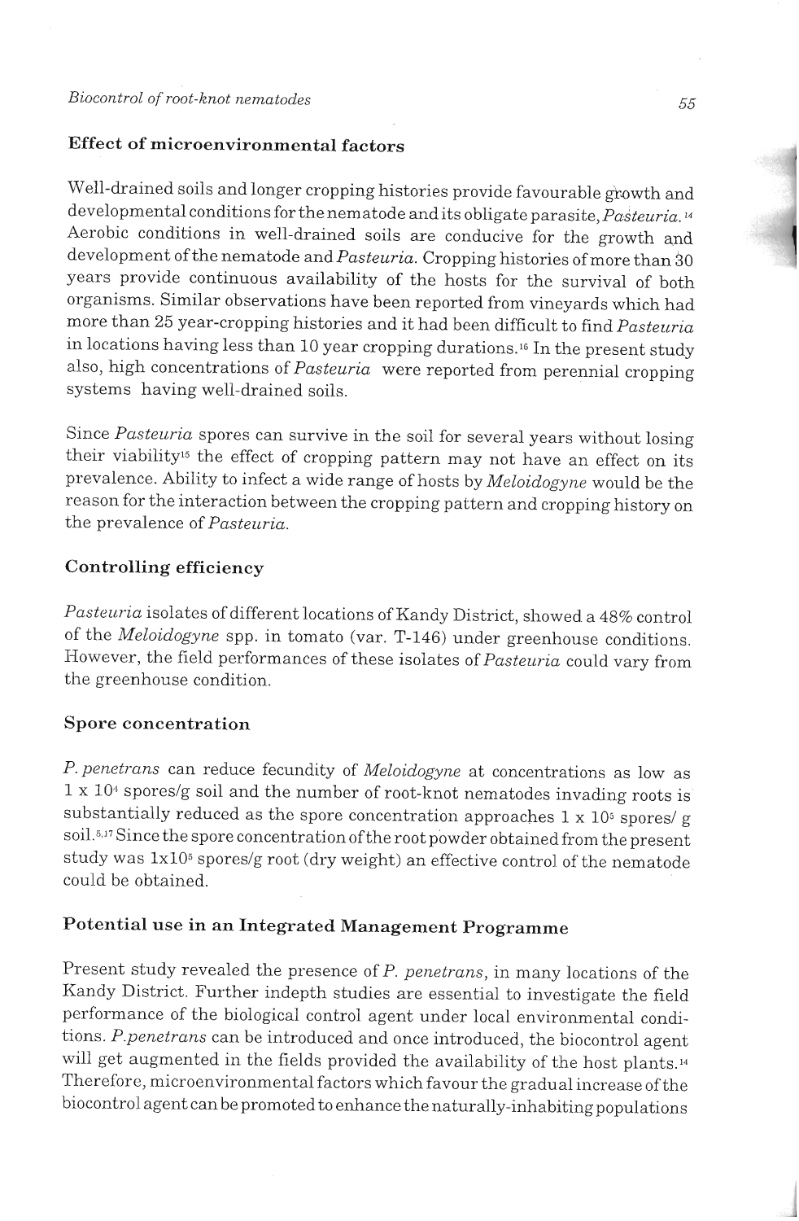## Effect of microenvironmental factors

Well-drained soils and longer cropping histories provide favourable growth and developmental conditions for the nematode and its obligate parasite, *Pasteuria*.[14] Aerobic conditions in well-drained soils are conducive for the growth and development of the nematode and *Pasteuria*. Cropping histories of more than 30 years provide continuous availability of the hosts for the survival of both organisms. Similar observations have been reported from vineyards which had more than 25 year-cropping histories and it had been difficult to find *Pasteuria* in locations having less than 10 year cropping durations.[16] In the present study also, high concentrations of *Pasteuria* were reported from perennial cropping systems having well-drained soils.

Since *Pasteuria* spores can survive in the soil for several years without losing their viability[15] the effect of cropping pattern may not have an effect on its prevalence. Ability to infect a wide range of hosts by *Meloidogyne* would be the reason for the interaction between the cropping pattern and cropping history on the prevalence of *Pasteuria*.

## Controlling efficiency

*Pasteuria* isolates of different locations of Kandy District, showed a 48% control of the *Meloidogyne* spp. in tomato (var. T-146) under greenhouse conditions. However, the field performances of these isolates of *Pasteuria* could vary from the greenhouse condition.

## Spore concentration

*P. penetrans* can reduce fecundity of *Meloidogyne* at concentrations as low as $1 \times 10^4$ spores/g soil and the number of root-knot nematodes invading roots is substantially reduced as the spore concentration approaches $1 \times 10^5$ spores/ g soil.[5,17] Since the spore concentration of the root powder obtained from the present study was $1 \times 10^5$ spores/g root (dry weight) an effective control of the nematode could be obtained.

## Potential use in an Integrated Management Programme

Present study revealed the presence of *P. penetrans*, in many locations of the Kandy District. Further indepth studies are essential to investigate the field performance of the biological control agent under local environmental conditions. *P.penetrans* can be introduced and once introduced, the biocontrol agent will get augmented in the fields provided the availability of the host plants.[14] Therefore, microenvironmental factors which favour the gradual increase of the biocontrol agent can be promoted to enhance the naturally-inhabiting populations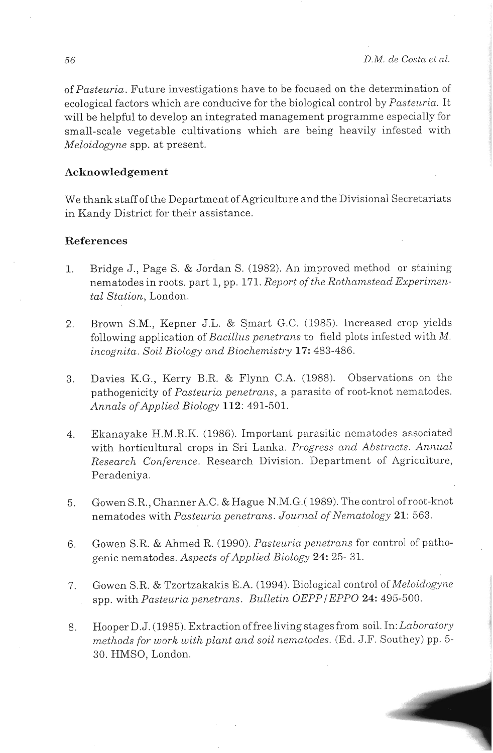of *Pasteuria*. Future investigations have to be focused on the determination of ecological factors which are conducive for the biological control by *Pasteuria*. It will be helpful to develop an integrated management programme especially for small-scale vegetable cultivations which are being heavily infested with *Meloidogyne* spp. at present.

## Acknowledgement

We thank staff of the Department of Agriculture and the Divisional Secretariats in Kandy District for their assistance.

## References

1. Bridge J., Page S. & Jordan S. (1982). An improved method or staining nematodes in roots. part 1, pp. 171. *Report of the Rothamstead Experimental Station*, London.

2. Brown S.M., Kepner J.L. & Smart G.C. (1985). Increased crop yields following application of *Bacillus penetrans* to field plots infested with *M. incognita*. *Soil Biology and Biochemistry* **17:** 483-486.

3. Davies K.G., Kerry B.R. & Flynn C.A. (1988). Observations on the pathogenicity of *Pasteuria penetrans*, a parasite of root-knot nematodes. *Annals of Applied Biology* **112**: 491-501.

4. Ekanayake H.M.R.K. (1986). Important parasitic nematodes associated with horticultural crops in Sri Lanka. *Progress and Abstracts. Annual Research Conference*. Research Division. Department of Agriculture, Peradeniya.

5. Gowen S.R., Channer A.C. & Hague N.M.G.( 1989). The control of root-knot nematodes with *Pasteuria penetrans*. *Journal of Nematology* **21**: 563.

6. Gowen S.R. & Ahmed R. (1990). *Pasteuria penetrans* for control of pathogenic nematodes. *Aspects of Applied Biology* **24:** 25- 31.

7. Gowen S.R. & Tzortzakakis E.A. (1994). Biological control of *Meloidogyne* spp. with *Pasteuria penetrans*. *Bulletin OEPP/EPPO* **24:** 495-500.

8. Hooper D.J. (1985). Extraction of free living stages from soil. In: *Laboratory methods for work with plant and soil nematodes.* (Ed. J.F. Southey) pp. 5-30. HMSO, London.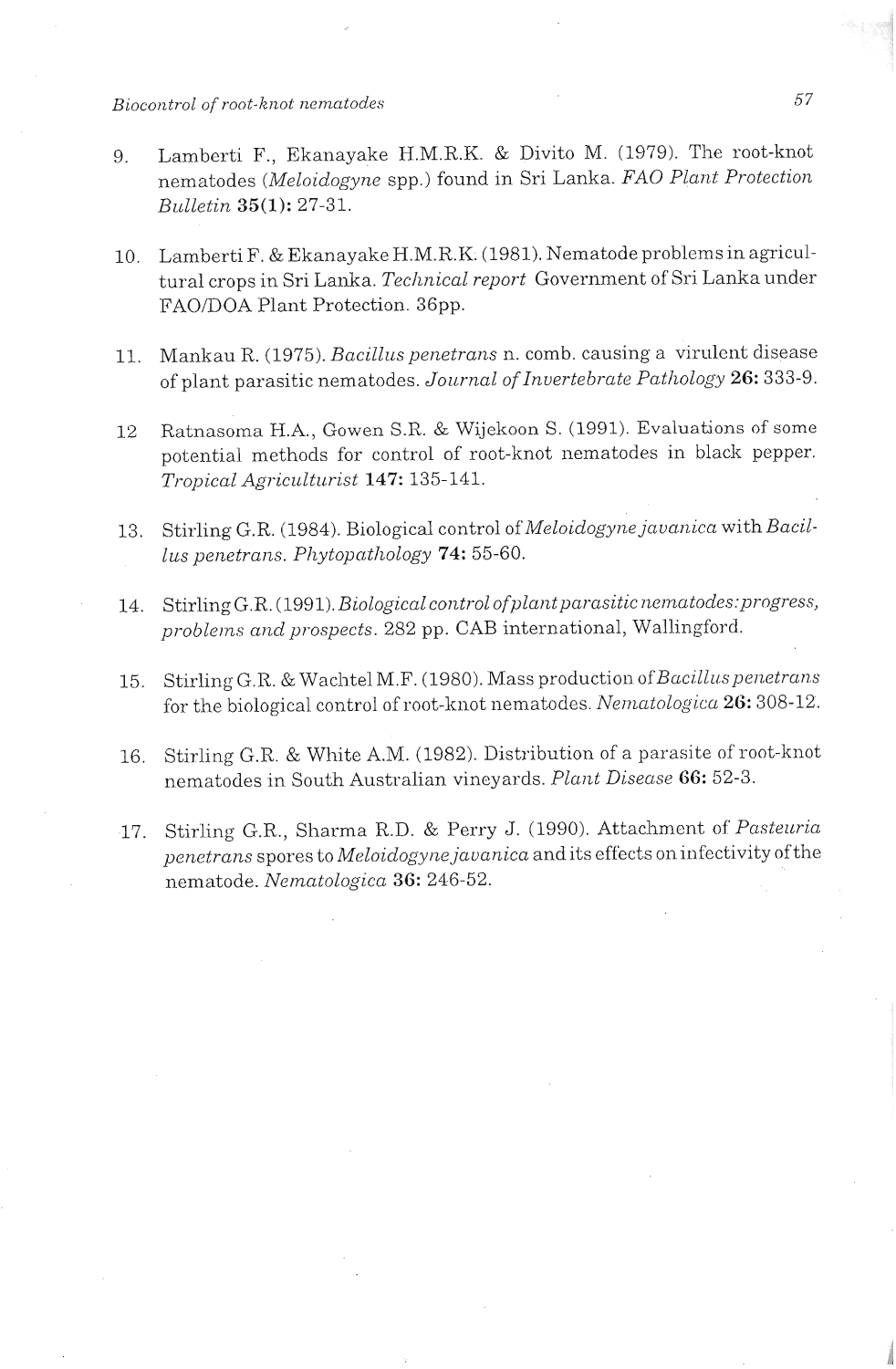9. Lamberti F., Ekanayake H.M.R.K. & Divito M. (1979). The root-knot nematodes (*Meloidogyne* spp.) found in Sri Lanka. *FAO Plant Protection Bulletin* **35(1):** 27-31.

10. Lamberti F. & Ekanayake H.M.R.K. (1981). Nematode problems in agricultural crops in Sri Lanka. *Technical report* Government of Sri Lanka under FAO/DOA Plant Protection. 36pp.

11. Mankau R. (1975). *Bacillus penetrans* n. comb. causing a virulent disease of plant parasitic nematodes. *Journal of Invertebrate Pathology* **26:** 333-9.

12. Ratnasoma H.A., Gowen S.R. & Wijekoon S. (1991). Evaluations of some potential methods for control of root-knot nematodes in black pepper. *Tropical Agriculturist* **147:** 135-141.

13. Stirling G.R. (1984). Biological control of *Meloidogyne javanica* with *Bacillus penetrans*. *Phytopathology* **74:** 55-60.

14. Stirling G.R. (1991). *Biological control of plant parasitic nematodes: progress, problems and prospects*. 282 pp. CAB international, Wallingford.

15. Stirling G.R. & Wachtel M.F. (1980). Mass production of *Bacillus penetrans* for the biological control of root-knot nematodes. *Nematologica* **26:** 308-12.

16. Stirling G.R. & White A.M. (1982). Distribution of a parasite of root-knot nematodes in South Australian vineyards. *Plant Disease* **66:** 52-3.

17. Stirling G.R., Sharma R.D. & Perry J. (1990). Attachment of *Pasteuria penetrans* spores to *Meloidogyne javanica* and its effects on infectivity of the nematode. *Nematologica* **36:** 246-52.